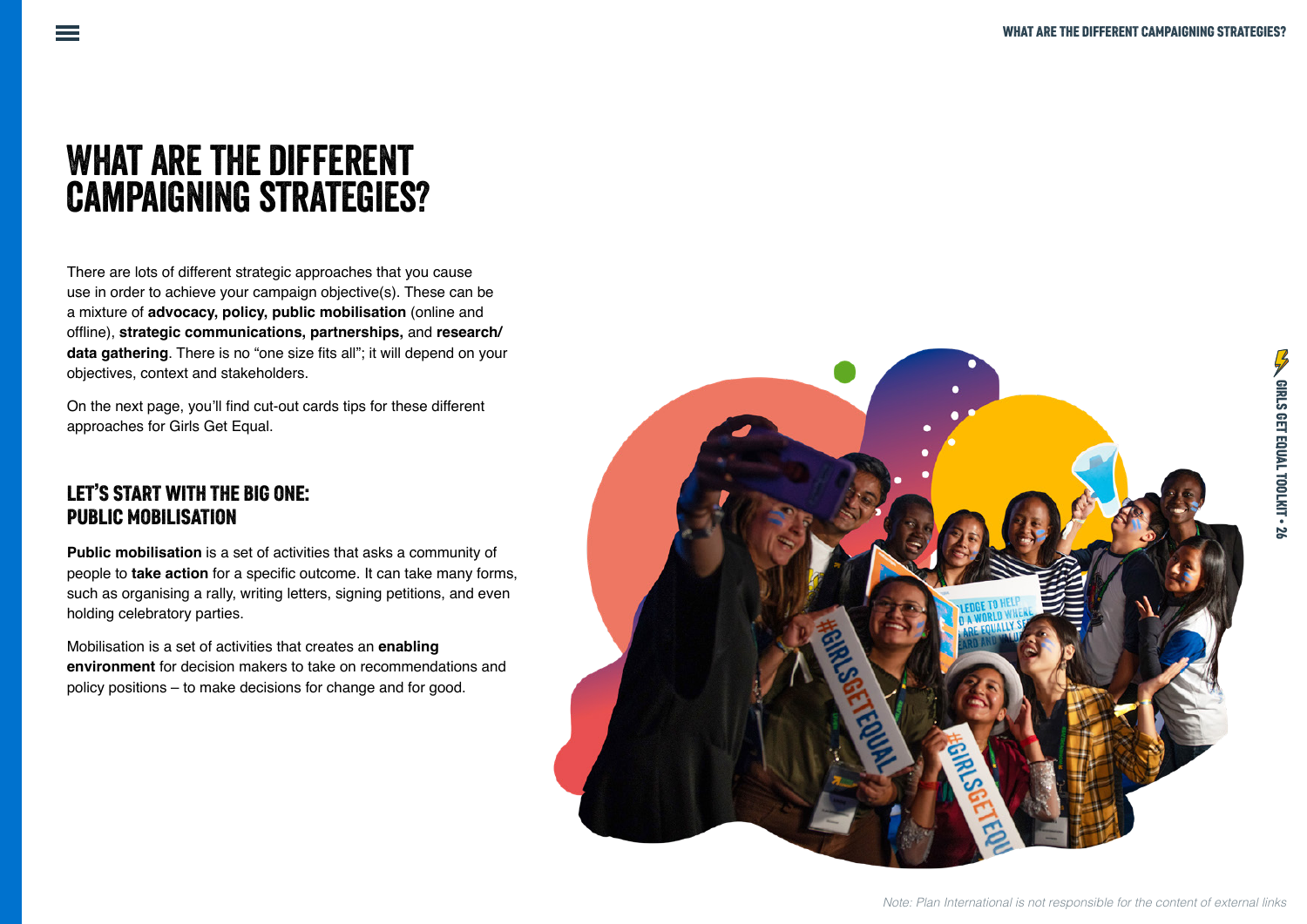# WHAT ARE THE DIFFERENT CAMPAIGNING STRATEGIES?

There are lots of different strategic approaches that you cause use in order to achieve your campaign objective(s). These can be a mixture of **advocacy, policy, public mobilisation** (online and offline), **strategic communications, partnerships,** and **research/ data gathering**. There is no "one size fits all"; it will depend on your objectives, context and stakeholders.

On the next page, you'll find cut-out cards tips for these different approaches for Girls Get Equal.

## LET'S START WITH THE BIG ONE: PUBLIC MOBILISATION

**Public mobilisation** is a set of activities that asks a community of people to **take action** for a specific outcome. It can take many forms, such as organising a rally, writing letters, signing petitions, and even holding celebratory parties.

Mobilisation is a set of activities that creates an **enabling environment** for decision makers to take on recommendations and policy positions – to make decisions for change and for good.

*Note: Plan International is not responsible for the content of external links*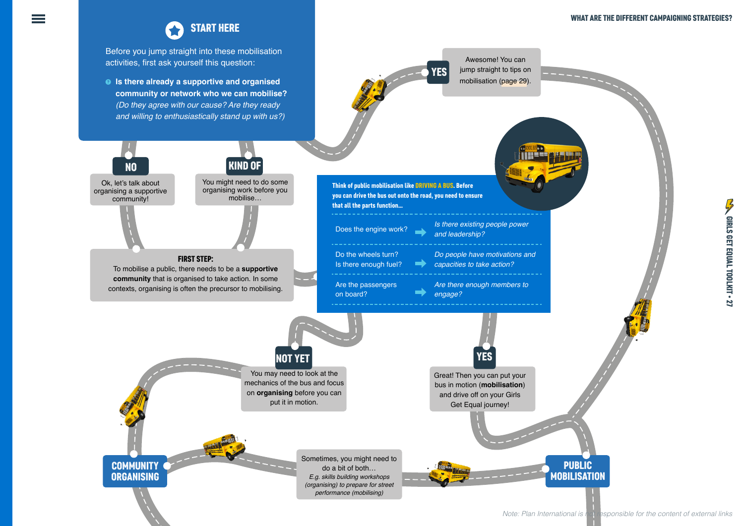## START HERE

Before you jump straight into these mobilisation activities, first ask yourself this question:

- **Is there already a supportive and organised community or network who we can mobilise?** *(Do they agree with our cause? Are they ready and willing to enthusiastically stand up with us?)*

**YES**

Awesome! You can jump straight to tips on mobilisation (page 29).

**NO**

Ok, let's talk about organising a supportive community!

**KIND OF**

You might need to do some organising work before you mobilise…

**FIRST STEP:**

To mobilise a public, there needs to be a **supportive community** that is organised to take action. In some contexts, organising is often the precursor to mobilising.

**Think of public mobilisation like DRIVING A BUS. Before you can drive the bus out onto the road, you need to ensure that all the parts function…**

| | |
|---|---|
| Does the engine work? | *Is there existing people power and leadership?* |
| Do the wheels turn? Is there enough fuel? | *Do people have motivations and capacities to take action?* |
| Are the passengers on board? | *Are there enough members to engage?* |

**NOT YET**

You may need to look at the mechanics of the bus and focus on **organising** before you can put it in motion.

**YES**

Great! Then you can put your bus in motion (**mobilisation**) and drive off on your Girls Get Equal journey!

**COMMUNITY ORGANISING**

Sometimes, you might need to do a bit of both…

*E.g. skills building workshops (organising) to prepare for street performance (mobilising)*

**PUBLIC MOBILISATION**

*Note: Plan International is not responsible for the content of external links*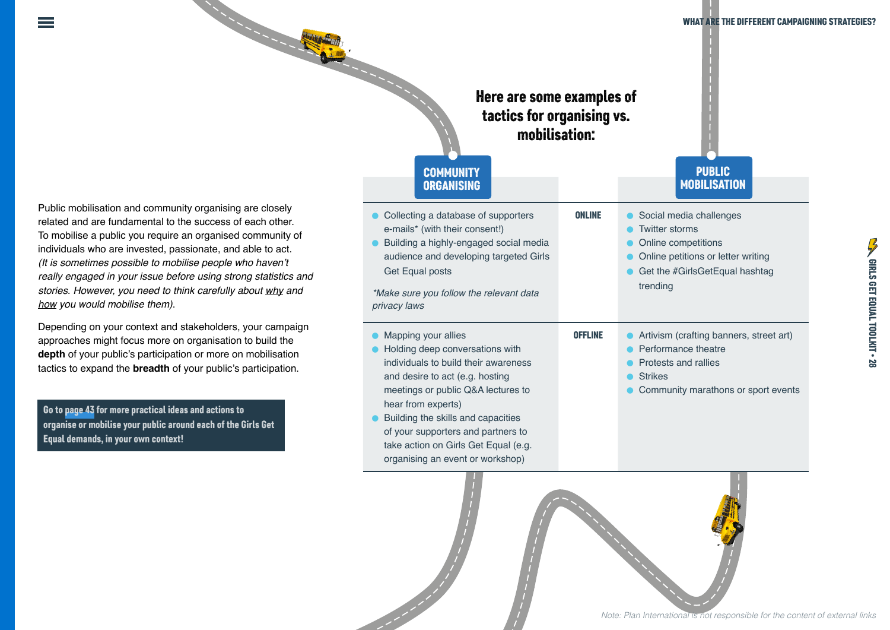Public mobilisation and community organising are closely related and are fundamental to the success of each other. To mobilise a public you require an organised community of individuals who are invested, passionate, and able to act. *(It is sometimes possible to mobilise people who haven't really engaged in your issue before using strong statistics and stories. However, you need to think carefully about why and how you would mobilise them).*

Depending on your context and stakeholders, your campaign approaches might focus more on organisation to build the **depth** of your public's participation or more on mobilisation tactics to expand the **breadth** of your public's participation.

**Go to page 43 for more practical ideas and actions to organise or mobilise your public around each of the Girls Get Equal demands, in your own context!**

## Here are some examples of tactics for organising vs. mobilisation:

| COMMUNITY ORGANISING | | PUBLIC MOBILISATION |
|---|---|---|
| • Collecting a database of supporters e-mails* (with their consent!)<br>• Building a highly-engaged social media audience and developing targeted Girls Get Equal posts<br><br>*\*Make sure you follow the relevant data privacy laws* | **ONLINE** | • Social media challenges<br>• Twitter storms<br>• Online competitions<br>• Online petitions or letter writing<br>• Get the #GirlsGetEqual hashtag trending |
| • Mapping your allies<br>• Holding deep conversations with individuals to build their awareness and desire to act (e.g. hosting meetings or public Q&A lectures to hear from experts)<br>• Building the skills and capacities of your supporters and partners to take action on Girls Get Equal (e.g. organising an event or workshop) | **OFFLINE** | • Artivism (crafting banners, street art)<br>• Performance theatre<br>• Protests and rallies<br>• Strikes<br>• Community marathons or sport events |

*Note: Plan International is not responsible for the content of external links*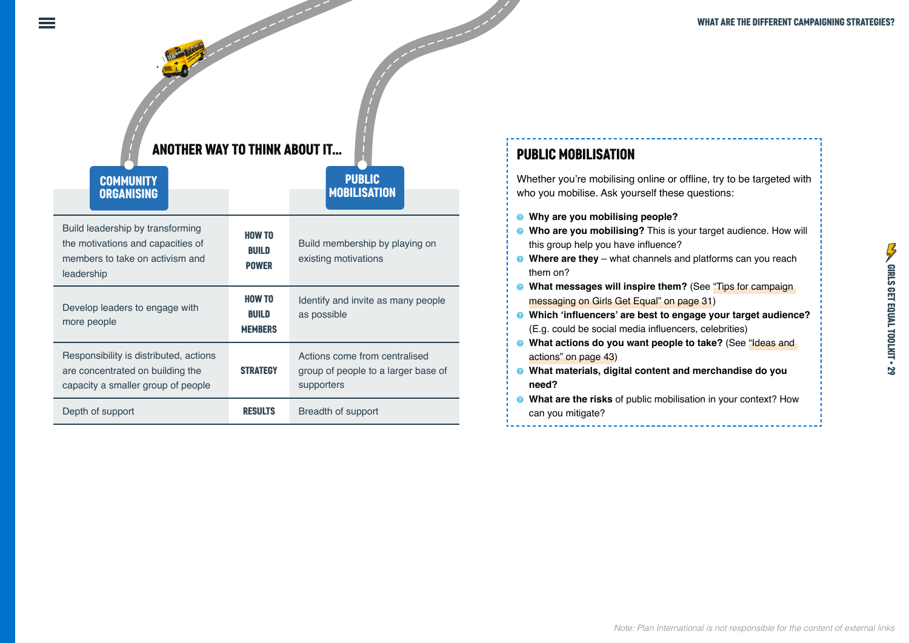## ANOTHER WAY TO THINK ABOUT IT...

| COMMUNITY ORGANISING | | PUBLIC MOBILISATION |
|---|---|---|
| Build leadership by transforming the motivations and capacities of members to take on activism and leadership | **HOW TO BUILD POWER** | Build membership by playing on existing motivations |
| Develop leaders to engage with more people | **HOW TO BUILD MEMBERS** | Identify and invite as many people as possible |
| Responsibility is distributed, actions are concentrated on building the capacity a smaller group of people | **STRATEGY** | Actions come from centralised group of people to a larger base of supporters |
| Depth of support | **RESULTS** | Breadth of support |

## PUBLIC MOBILISATION

Whether you're mobilising online or offline, try to be targeted with who you mobilise. Ask yourself these questions:

- **Why are you mobilising people?**
- **Who are you mobilising?** This is your target audience. How will this group help you have influence?
- **Where are they** – what channels and platforms can you reach them on?
- **What messages will inspire them?** (See "Tips for campaign messaging on Girls Get Equal" on page 31)
- **Which 'influencers' are best to engage your target audience?** (E.g. could be social media influencers, celebrities)
- **What actions do you want people to take?** (See "Ideas and actions" on page 43)
- **What materials, digital content and merchandise do you need?**
- **What are the risks** of public mobilisation in your context? How can you mitigate?

*Note: Plan International is not responsible for the content of external links*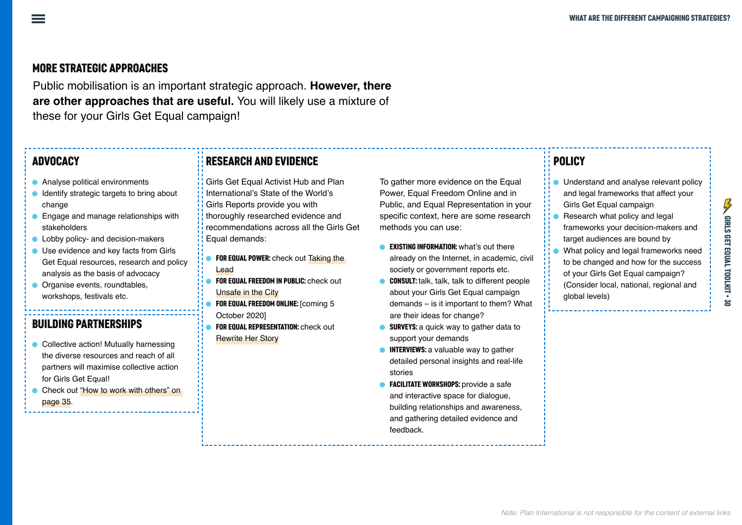## MORE STRATEGIC APPROACHES

Public mobilisation is an important strategic approach. **However, there are other approaches that are useful.** You will likely use a mixture of these for your Girls Get Equal campaign!

### ADVOCACY

- Analyse political environments
- Identify strategic targets to bring about change
- Engage and manage relationships with stakeholders
- Lobby policy- and decision-makers
- Use evidence and key facts from Girls Get Equal resources, research and policy analysis as the basis of advocacy
- Organise events, roundtables, workshops, festivals etc.

### BUILDING PARTNERSHIPS

- Collective action! Mutually harnessing the diverse resources and reach of all partners will maximise collective action for Girls Get Equal!
- Check out "How to work with others" on page 35.

### RESEARCH AND EVIDENCE

Girls Get Equal Activist Hub and Plan International's State of the World's Girls Reports provide you with thoroughly researched evidence and recommendations across all the Girls Get Equal demands:

- **FOR EQUAL POWER:** check out Taking the Lead
- **FOR EQUAL FREEDOM IN PUBLIC:** check out Unsafe in the City
- **FOR EQUAL FREEDOM ONLINE:** [coming 5 October 2020]
- **FOR EQUAL REPRESENTATION:** check out Rewrite Her Story

To gather more evidence on the Equal Power, Equal Freedom Online and in Public, and Equal Representation in your specific context, here are some research methods you can use:

- **EXISTING INFORMATION:** what's out there already on the Internet, in academic, civil society or government reports etc.
- **CONSULT:** talk, talk, talk to different people about your Girls Get Equal campaign demands – is it important to them? What are their ideas for change?
- **SURVEYS:** a quick way to gather data to support your demands
- **INTERVIEWS:** a valuable way to gather detailed personal insights and real-life stories
- **FACILITATE WORKSHOPS:** provide a safe and interactive space for dialogue, building relationships and awareness, and gathering detailed evidence and feedback.

### POLICY

- Understand and analyse relevant policy and legal frameworks that affect your Girls Get Equal campaign
- Research what policy and legal frameworks your decision-makers and target audiences are bound by
- What policy and legal frameworks need to be changed and how for the success of your Girls Get Equal campaign? (Consider local, national, regional and global levels)

*Note: Plan International is not responsible for the content of external links*